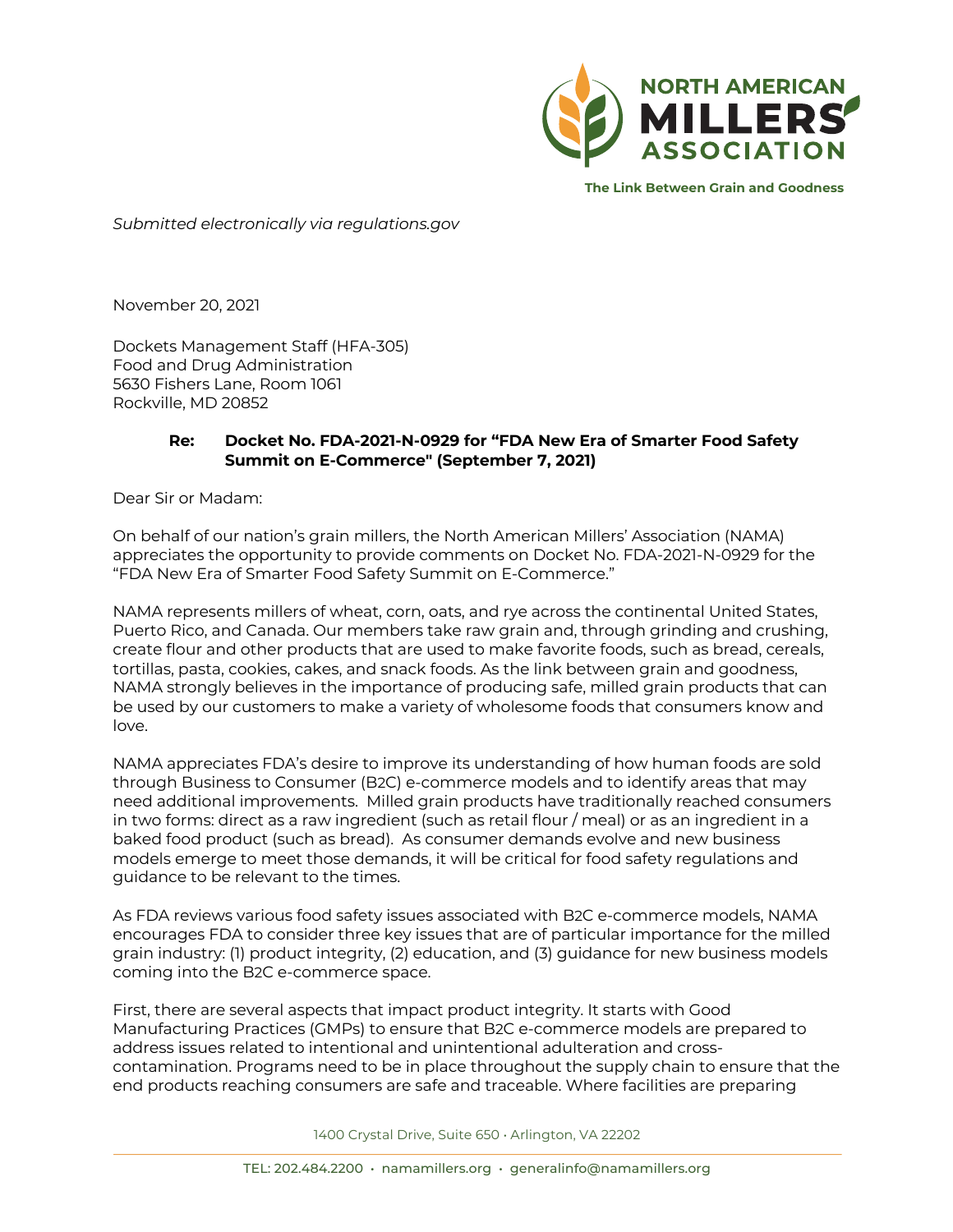**NORTH AMERICAN MILLERS' ASSOCIATION**

**The Link Between Grain and Goodness**

*Submitted electronically via regulations.gov*

November 20, 2021

Dockets Management Staff (HFA-305)
Food and Drug Administration
5630 Fishers Lane, Room 1061
Rockville, MD 20852

**Re: Docket No. FDA-2021-N-0929 for "FDA New Era of Smarter Food Safety Summit on E-Commerce" (September 7, 2021)**

Dear Sir or Madam:

On behalf of our nation's grain millers, the North American Millers' Association (NAMA) appreciates the opportunity to provide comments on Docket No. FDA-2021-N-0929 for the "FDA New Era of Smarter Food Safety Summit on E-Commerce."

NAMA represents millers of wheat, corn, oats, and rye across the continental United States, Puerto Rico, and Canada. Our members take raw grain and, through grinding and crushing, create flour and other products that are used to make favorite foods, such as bread, cereals, tortillas, pasta, cookies, cakes, and snack foods. As the link between grain and goodness, NAMA strongly believes in the importance of producing safe, milled grain products that can be used by our customers to make a variety of wholesome foods that consumers know and love.

NAMA appreciates FDA's desire to improve its understanding of how human foods are sold through Business to Consumer (B2C) e-commerce models and to identify areas that may need additional improvements. Milled grain products have traditionally reached consumers in two forms: direct as a raw ingredient (such as retail flour / meal) or as an ingredient in a baked food product (such as bread). As consumer demands evolve and new business models emerge to meet those demands, it will be critical for food safety regulations and guidance to be relevant to the times.

As FDA reviews various food safety issues associated with B2C e-commerce models, NAMA encourages FDA to consider three key issues that are of particular importance for the milled grain industry: (1) product integrity, (2) education, and (3) guidance for new business models coming into the B2C e-commerce space.

First, there are several aspects that impact product integrity. It starts with Good Manufacturing Practices (GMPs) to ensure that B2C e-commerce models are prepared to address issues related to intentional and unintentional adulteration and cross-contamination. Programs need to be in place throughout the supply chain to ensure that the end products reaching consumers are safe and traceable. Where facilities are preparing

1400 Crystal Drive, Suite 650 • Arlington, VA 22202

TEL: 202.484.2200 • namamillers.org • generalinfo@namamillers.org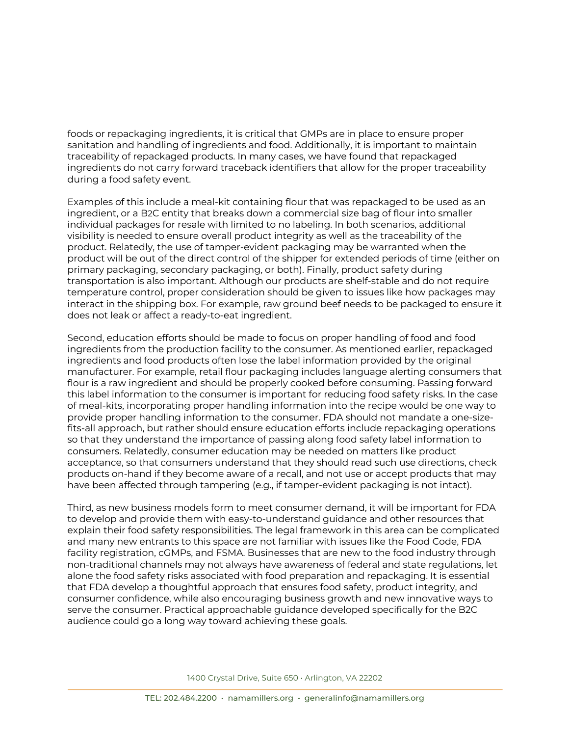foods or repackaging ingredients, it is critical that GMPs are in place to ensure proper sanitation and handling of ingredients and food. Additionally, it is important to maintain traceability of repackaged products. In many cases, we have found that repackaged ingredients do not carry forward traceback identifiers that allow for the proper traceability during a food safety event.

Examples of this include a meal-kit containing flour that was repackaged to be used as an ingredient, or a B2C entity that breaks down a commercial size bag of flour into smaller individual packages for resale with limited to no labeling. In both scenarios, additional visibility is needed to ensure overall product integrity as well as the traceability of the product. Relatedly, the use of tamper-evident packaging may be warranted when the product will be out of the direct control of the shipper for extended periods of time (either on primary packaging, secondary packaging, or both). Finally, product safety during transportation is also important. Although our products are shelf-stable and do not require temperature control, proper consideration should be given to issues like how packages may interact in the shipping box. For example, raw ground beef needs to be packaged to ensure it does not leak or affect a ready-to-eat ingredient.

Second, education efforts should be made to focus on proper handling of food and food ingredients from the production facility to the consumer. As mentioned earlier, repackaged ingredients and food products often lose the label information provided by the original manufacturer. For example, retail flour packaging includes language alerting consumers that flour is a raw ingredient and should be properly cooked before consuming. Passing forward this label information to the consumer is important for reducing food safety risks. In the case of meal-kits, incorporating proper handling information into the recipe would be one way to provide proper handling information to the consumer. FDA should not mandate a one-size-fits-all approach, but rather should ensure education efforts include repackaging operations so that they understand the importance of passing along food safety label information to consumers. Relatedly, consumer education may be needed on matters like product acceptance, so that consumers understand that they should read such use directions, check products on-hand if they become aware of a recall, and not use or accept products that may have been affected through tampering (e.g., if tamper-evident packaging is not intact).

Third, as new business models form to meet consumer demand, it will be important for FDA to develop and provide them with easy-to-understand guidance and other resources that explain their food safety responsibilities. The legal framework in this area can be complicated and many new entrants to this space are not familiar with issues like the Food Code, FDA facility registration, cGMPs, and FSMA. Businesses that are new to the food industry through non-traditional channels may not always have awareness of federal and state regulations, let alone the food safety risks associated with food preparation and repackaging. It is essential that FDA develop a thoughtful approach that ensures food safety, product integrity, and consumer confidence, while also encouraging business growth and new innovative ways to serve the consumer. Practical approachable guidance developed specifically for the B2C audience could go a long way toward achieving these goals.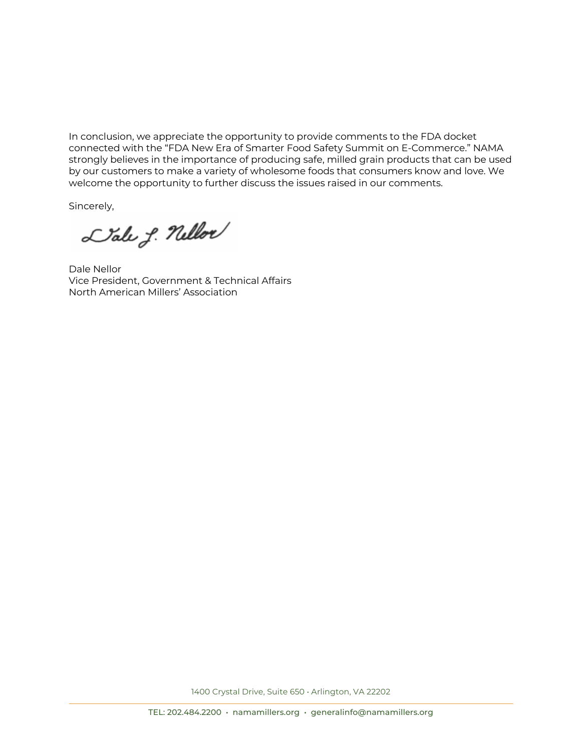In conclusion, we appreciate the opportunity to provide comments to the FDA docket connected with the “FDA New Era of Smarter Food Safety Summit on E-Commerce.” NAMA strongly believes in the importance of producing safe, milled grain products that can be used by our customers to make a variety of wholesome foods that consumers know and love. We welcome the opportunity to further discuss the issues raised in our comments.

Sincerely,

Dale J. Nellor

Dale Nellor
Vice President, Government & Technical Affairs
North American Millers’ Association

1400 Crystal Drive, Suite 650 • Arlington, VA 22202

TEL: 202.484.2200 • namamillers.org • generalinfo@namamillers.org